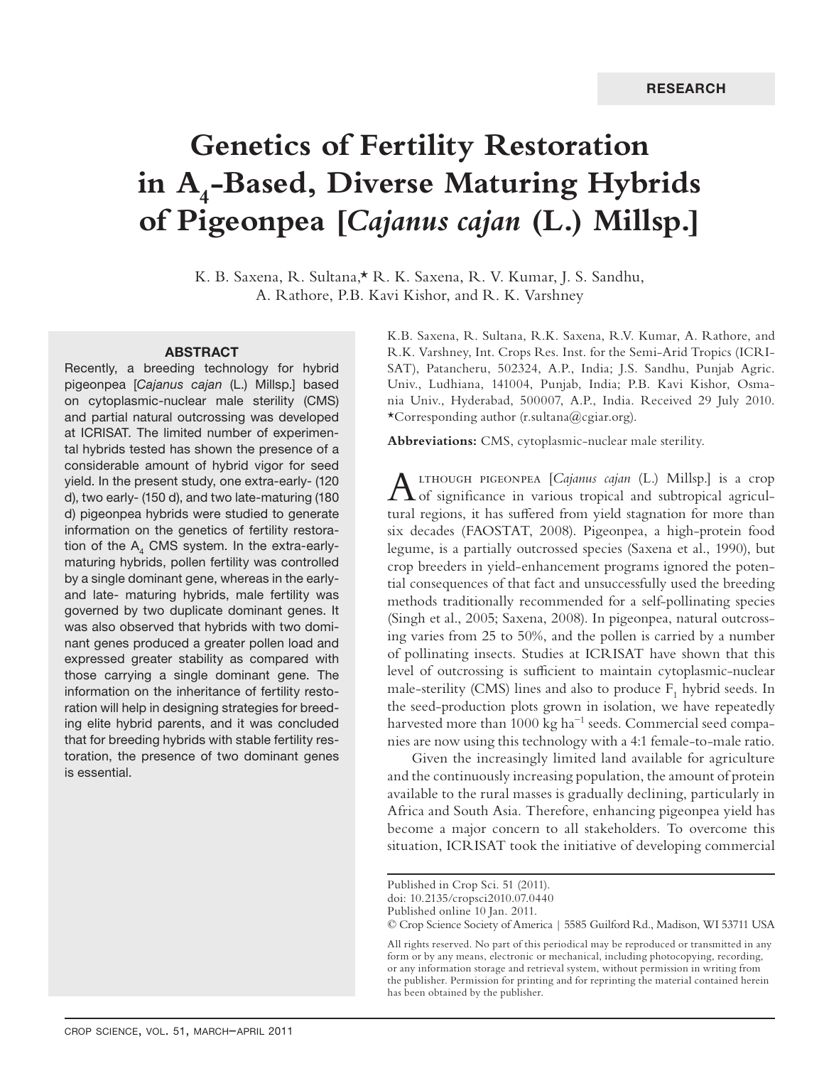RESEARCH

# Genetics of Fertility Restoration in $A_4$-Based, Diverse Maturing Hybrids of Pigeonpea [*Cajanus cajan* (L.) Millsp.]

K. B. Saxena, R. Sultana,* R. K. Saxena, R. V. Kumar, J. S. Sandhu, A. Rathore, P.B. Kavi Kishor, and R. K. Varshney

## ABSTRACT

Recently, a breeding technology for hybrid pigeonpea [*Cajanus cajan* (L.) Millsp.] based on cytoplasmic-nuclear male sterility (CMS) and partial natural outcrossing was developed at ICRISAT. The limited number of experimental hybrids tested has shown the presence of a considerable amount of hybrid vigor for seed yield. In the present study, one extra-early- (120 d), two early- (150 d), and two late-maturing (180 d) pigeonpea hybrids were studied to generate information on the genetics of fertility restoration of the $A_4$ CMS system. In the extra-early-maturing hybrids, pollen fertility was controlled by a single dominant gene, whereas in the early- and late- maturing hybrids, male fertility was governed by two duplicate dominant genes. It was also observed that hybrids with two dominant genes produced a greater pollen load and expressed greater stability as compared with those carrying a single dominant gene. The information on the inheritance of fertility restoration will help in designing strategies for breeding elite hybrid parents, and it was concluded that for breeding hybrids with stable fertility restoration, the presence of two dominant genes is essential.

K.B. Saxena, R. Sultana, R.K. Saxena, R.V. Kumar, A. Rathore, and R.K. Varshney, Int. Crops Res. Inst. for the Semi-Arid Tropics (ICRISAT), Patancheru, 502324, A.P., India; J.S. Sandhu, Punjab Agric. Univ., Ludhiana, 141004, Punjab, India; P.B. Kavi Kishor, Osmania Univ., Hyderabad, 500007, A.P., India. Received 29 July 2010. *Corresponding author (r.sultana@cgiar.org).

**Abbreviations:** CMS, cytoplasmic-nuclear male sterility.

Although pigeonpea [*Cajanus cajan* (L.) Millsp.] is a crop of significance in various tropical and subtropical agricultural regions, it has suffered from yield stagnation for more than six decades (FAOSTAT, 2008). Pigeonpea, a high-protein food legume, is a partially outcrossed species (Saxena et al., 1990), but crop breeders in yield-enhancement programs ignored the potential consequences of that fact and unsuccessfully used the breeding methods traditionally recommended for a self-pollinating species (Singh et al., 2005; Saxena, 2008). In pigeonpea, natural outcrossing varies from 25 to 50%, and the pollen is carried by a number of pollinating insects. Studies at ICRISAT have shown that this level of outcrossing is sufficient to maintain cytoplasmic-nuclear male-sterility (CMS) lines and also to produce $F_1$ hybrid seeds. In the seed-production plots grown in isolation, we have repeatedly harvested more than 1000 kg ha$^{-1}$ seeds. Commercial seed companies are now using this technology with a 4:1 female-to-male ratio.

Given the increasingly limited land available for agriculture and the continuously increasing population, the amount of protein available to the rural masses is gradually declining, particularly in Africa and South Asia. Therefore, enhancing pigeonpea yield has become a major concern to all stakeholders. To overcome this situation, ICRISAT took the initiative of developing commercial

Published in Crop Sci. 51 (2011).
doi: 10.2135/cropsci2010.07.0440
Published online 10 Jan. 2011.
© Crop Science Society of America | 5585 Guilford Rd., Madison, WI 53711 USA

All rights reserved. No part of this periodical may be reproduced or transmitted in any form or by any means, electronic or mechanical, including photocopying, recording, or any information storage and retrieval system, without permission in writing from the publisher. Permission for printing and for reprinting the material contained herein has been obtained by the publisher.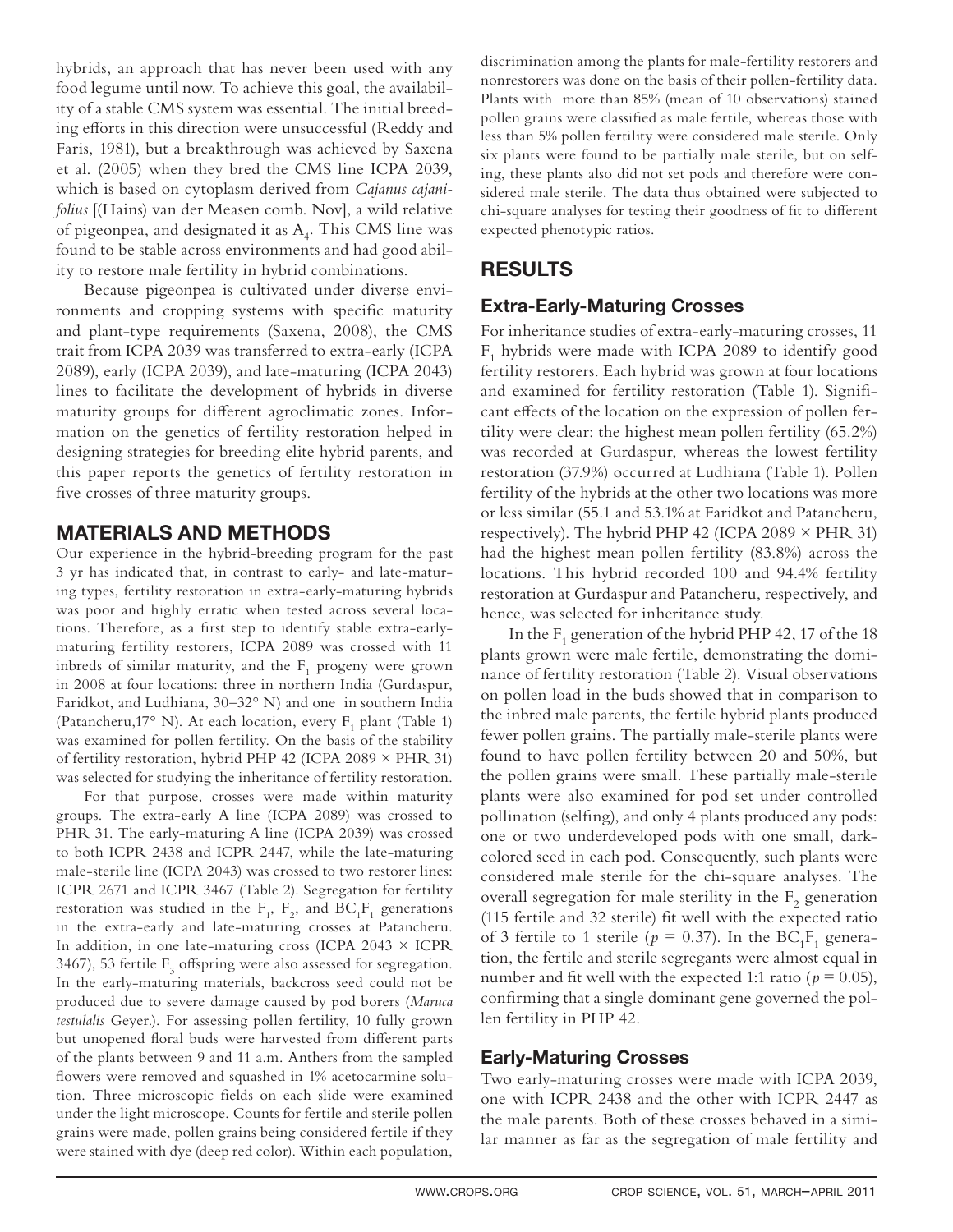hybrids, an approach that has never been used with any food legume until now. To achieve this goal, the availability of a stable CMS system was essential. The initial breeding efforts in this direction were unsuccessful (Reddy and Faris, 1981), but a breakthrough was achieved by Saxena et al. (2005) when they bred the CMS line ICPA 2039, which is based on cytoplasm derived from *Cajanus cajanifolius* [(Hains) van der Measen comb. Nov], a wild relative of pigeonpea, and designated it as $A_4$. This CMS line was found to be stable across environments and had good ability to restore male fertility in hybrid combinations.

Because pigeonpea is cultivated under diverse environments and cropping systems with specific maturity and plant-type requirements (Saxena, 2008), the CMS trait from ICPA 2039 was transferred to extra-early (ICPA 2089), early (ICPA 2039), and late-maturing (ICPA 2043) lines to facilitate the development of hybrids in diverse maturity groups for different agroclimatic zones. Information on the genetics of fertility restoration helped in designing strategies for breeding elite hybrid parents, and this paper reports the genetics of fertility restoration in five crosses of three maturity groups.

## MATERIALS AND METHODS

Our experience in the hybrid-breeding program for the past 3 yr has indicated that, in contrast to early- and late-maturing types, fertility restoration in extra-early-maturing hybrids was poor and highly erratic when tested across several locations. Therefore, as a first step to identify stable extra-early-maturing fertility restorers, ICPA 2089 was crossed with 11 inbreds of similar maturity, and the $F_1$ progeny were grown in 2008 at four locations: three in northern India (Gurdaspur, Faridkot, and Ludhiana, 30–32° N) and one in southern India (Patancheru,17° N). At each location, every $F_1$ plant (Table 1) was examined for pollen fertility. On the basis of the stability of fertility restoration, hybrid PHP 42 (ICPA 2089 × PHR 31) was selected for studying the inheritance of fertility restoration.

For that purpose, crosses were made within maturity groups. The extra-early A line (ICPA 2089) was crossed to PHR 31. The early-maturing A line (ICPA 2039) was crossed to both ICPR 2438 and ICPR 2447, while the late-maturing male-sterile line (ICPA 2043) was crossed to two restorer lines: ICPR 2671 and ICPR 3467 (Table 2). Segregation for fertility restoration was studied in the $F_1$, $F_2$, and $BC_1F_1$ generations in the extra-early and late-maturing crosses at Patancheru. In addition, in one late-maturing cross (ICPA 2043 × ICPR 3467), 53 fertile $F_3$ offspring were also assessed for segregation. In the early-maturing materials, backcross seed could not be produced due to severe damage caused by pod borers (*Maruca testulalis* Geyer.). For assessing pollen fertility, 10 fully grown but unopened floral buds were harvested from different parts of the plants between 9 and 11 a.m. Anthers from the sampled flowers were removed and squashed in 1% acetocarmine solution. Three microscopic fields on each slide were examined under the light microscope. Counts for fertile and sterile pollen grains were made, pollen grains being considered fertile if they were stained with dye (deep red color). Within each population, discrimination among the plants for male-fertility restorers and nonrestorers was done on the basis of their pollen-fertility data. Plants with more than 85% (mean of 10 observations) stained pollen grains were classified as male fertile, whereas those with less than 5% pollen fertility were considered male sterile. Only six plants were found to be partially male sterile, but on selfing, these plants also did not set pods and therefore were considered male sterile. The data thus obtained were subjected to chi-square analyses for testing their goodness of fit to different expected phenotypic ratios.

## RESULTS

### Extra-Early-Maturing Crosses

For inheritance studies of extra-early-maturing crosses, 11 $F_1$ hybrids were made with ICPA 2089 to identify good fertility restorers. Each hybrid was grown at four locations and examined for fertility restoration (Table 1). Significant effects of the location on the expression of pollen fertility were clear: the highest mean pollen fertility (65.2%) was recorded at Gurdaspur, whereas the lowest fertility restoration (37.9%) occurred at Ludhiana (Table 1). Pollen fertility of the hybrids at the other two locations was more or less similar (55.1 and 53.1% at Faridkot and Patancheru, respectively). The hybrid PHP 42 (ICPA 2089 × PHR 31) had the highest mean pollen fertility (83.8%) across the locations. This hybrid recorded 100 and 94.4% fertility restoration at Gurdaspur and Patancheru, respectively, and hence, was selected for inheritance study.

In the $F_1$ generation of the hybrid PHP 42, 17 of the 18 plants grown were male fertile, demonstrating the dominance of fertility restoration (Table 2). Visual observations on pollen load in the buds showed that in comparison to the inbred male parents, the fertile hybrid plants produced fewer pollen grains. The partially male-sterile plants were found to have pollen fertility between 20 and 50%, but the pollen grains were small. These partially male-sterile plants were also examined for pod set under controlled pollination (selfing), and only 4 plants produced any pods: one or two underdeveloped pods with one small, dark-colored seed in each pod. Consequently, such plants were considered male sterile for the chi-square analyses. The overall segregation for male sterility in the $F_2$ generation (115 fertile and 32 sterile) fit well with the expected ratio of 3 fertile to 1 sterile ($p = 0.37$). In the $BC_1F_1$ generation, the fertile and sterile segregants were almost equal in number and fit well with the expected 1:1 ratio ($p = 0.05$), confirming that a single dominant gene governed the pollen fertility in PHP 42.

### Early-Maturing Crosses

Two early-maturing crosses were made with ICPA 2039, one with ICPR 2438 and the other with ICPR 2447 as the male parents. Both of these crosses behaved in a similar manner as far as the segregation of male fertility and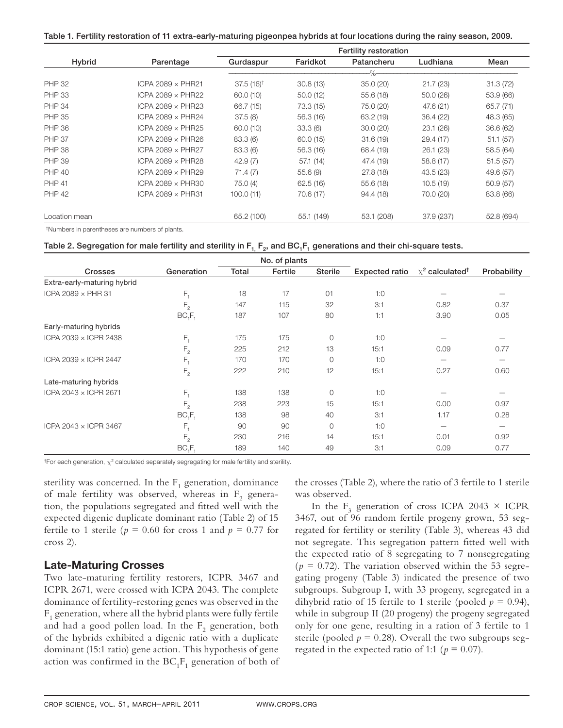Table 1. Fertility restoration of 11 extra-early-maturing pigeonpea hybrids at four locations during the rainy season, 2009.

| Hybrid | Parentage | Fertility restoration | | | | |
|---|---|---|---|---|---|---|
| | | Gurdaspur | Faridkot | Patancheru | Ludhiana | Mean |
| | | % | | | | |
| PHP 32 | ICPA 2089 × PHR21 | 37.5 (16)[†] | 30.8 (13) | 35.0 (20) | 21.7 (23) | 31.3 (72) |
| PHP 33 | ICPA 2089 × PHR22 | 60.0 (10) | 50.0 (12) | 55.6 (18) | 50.0 (26) | 53.9 (66) |
| PHP 34 | ICPA 2089 × PHR23 | 66.7 (15) | 73.3 (15) | 75.0 (20) | 47.6 (21) | 65.7 (71) |
| PHP 35 | ICPA 2089 × PHR24 | 37.5 (8) | 56.3 (16) | 63.2 (19) | 36.4 (22) | 48.3 (65) |
| PHP 36 | ICPA 2089 × PHR25 | 60.0 (10) | 33.3 (6) | 30.0 (20) | 23.1 (26) | 36.6 (62) |
| PHP 37 | ICPA 2089 × PHR26 | 83.3 (6) | 60.0 (15) | 31.6 (19) | 29.4 (17) | 51.1 (57) |
| PHP 38 | ICPA 2089 × PHR27 | 83.3 (6) | 56.3 (16) | 68.4 (19) | 26.1 (23) | 58.5 (64) |
| PHP 39 | ICPA 2089 × PHR28 | 42.9 (7) | 57.1 (14) | 47.4 (19) | 58.8 (17) | 51.5 (57) |
| PHP 40 | ICPA 2089 × PHR29 | 71.4 (7) | 55.6 (9) | 27.8 (18) | 43.5 (23) | 49.6 (57) |
| PHP 41 | ICPA 2089 × PHR30 | 75.0 (4) | 62.5 (16) | 55.6 (18) | 10.5 (19) | 50.9 (57) |
| PHP 42 | ICPA 2089 × PHR31 | 100.0 (11) | 70.6 (17) | 94.4 (18) | 70.0 (20) | 83.8 (66) |
| Location mean | | 65.2 (100) | 55.1 (149) | 53.1 (208) | 37.9 (237) | 52.8 (694) |

[†]Numbers in parentheses are numbers of plants.

Table 2. Segregation for male fertility and sterility in $F_1$, $F_2$, and $BC_1F_1$ generations and their chi-square tests.

| Crosses | Generation | No. of plants | | | Expected ratio | $\chi^2$ calculated[†] | Probability |
|---|---|---|---|---|---|---|---|
| | | Total | Fertile | Sterile | | | |
| Extra-early-maturing hybrid | | | | | | | |
| ICPA 2089 × PHR 31 | $F_1$ | 18 | 17 | 01 | 1:0 | — | — |
| | $F_2$ | 147 | 115 | 32 | 3:1 | 0.82 | 0.37 |
| | $BC_1F_1$ | 187 | 107 | 80 | 1:1 | 3.90 | 0.05 |
| Early-maturing hybrids | | | | | | | |
| ICPA 2039 × ICPR 2438 | $F_1$ | 175 | 175 | 0 | 1:0 | — | — |
| | $F_2$ | 225 | 212 | 13 | 15:1 | 0.09 | 0.77 |
| ICPA 2039 × ICPR 2447 | $F_1$ | 170 | 170 | 0 | 1:0 | — | — |
| | $F_2$ | 222 | 210 | 12 | 15:1 | 0.27 | 0.60 |
| Late-maturing hybrids | | | | | | | |
| ICPA 2043 × ICPR 2671 | $F_1$ | 138 | 138 | 0 | 1:0 | — | — |
| | $F_2$ | 238 | 223 | 15 | 15:1 | 0.00 | 0.97 |
| | $BC_1F_1$ | 138 | 98 | 40 | 3:1 | 1.17 | 0.28 |
| ICPA 2043 × ICPR 3467 | $F_1$ | 90 | 90 | 0 | 1:0 | — | — |
| | $F_2$ | 230 | 216 | 14 | 15:1 | 0.01 | 0.92 |
| | $BC_1F_1$ | 189 | 140 | 49 | 3:1 | 0.09 | 0.77 |

[†]For each generation, $\chi^2$ calculated separately segregating for male fertility and sterility.

sterility was concerned. In the $F_1$ generation, dominance of male fertility was observed, whereas in $F_2$ generation, the populations segregated and fitted well with the expected digenic duplicate dominant ratio (Table 2) of 15 fertile to 1 sterile ($p = 0.60$ for cross 1 and $p = 0.77$ for cross 2).

## Late-Maturing Crosses

Two late-maturing fertility restorers, ICPR 3467 and ICPR 2671, were crossed with ICPA 2043. The complete dominance of fertility-restoring genes was observed in the $F_1$ generation, where all the hybrid plants were fully fertile and had a good pollen load. In the $F_2$ generation, both of the hybrids exhibited a digenic ratio with a duplicate dominant (15:1 ratio) gene action. This hypothesis of gene action was confirmed in the $BC_1F_1$ generation of both of the crosses (Table 2), where the ratio of 3 fertile to 1 sterile was observed.

In the $F_3$ generation of cross ICPA 2043 × ICPR 3467, out of 96 random fertile progeny grown, 53 segregated for fertility or sterility (Table 3), whereas 43 did not segregate. This segregation pattern fitted well with the expected ratio of 8 segregating to 7 nonsegregating ($p = 0.72$). The variation observed within the 53 segregating progeny (Table 3) indicated the presence of two subgroups. Subgroup I, with 33 progeny, segregated in a dihybrid ratio of 15 fertile to 1 sterile (pooled $p = 0.94$), while in subgroup II (20 progeny) the progeny segregated only for one gene, resulting in a ration of 3 fertile to 1 sterile (pooled $p = 0.28$). Overall the two subgroups segregated in the expected ratio of 1:1 ($p = 0.07$).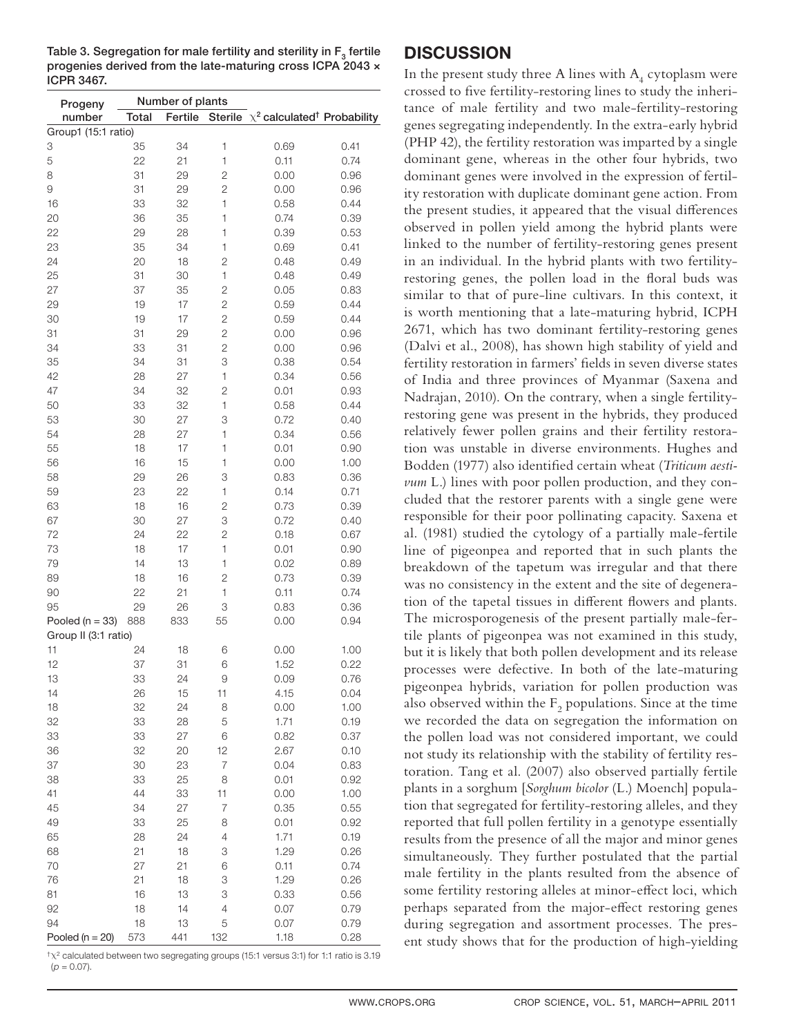Table 3. Segregation for male fertility and sterility in $F_3$ fertile progenies derived from the late-maturing cross ICPA 2043 × ICPR 3467.

| Progeny number | Number of plants Total | Fertile | Sterile | $\chi^2$ calculated[†] | Probability |
|---|---|---|---|---|---|
| Group1 (15:1 ratio) | | | | | |
| 3 | 35 | 34 | 1 | 0.69 | 0.41 |
| 5 | 22 | 21 | 1 | 0.11 | 0.74 |
| 8 | 31 | 29 | 2 | 0.00 | 0.96 |
| 9 | 31 | 29 | 2 | 0.00 | 0.96 |
| 16 | 33 | 32 | 1 | 0.58 | 0.44 |
| 20 | 36 | 35 | 1 | 0.74 | 0.39 |
| 22 | 29 | 28 | 1 | 0.39 | 0.53 |
| 23 | 35 | 34 | 1 | 0.69 | 0.41 |
| 24 | 20 | 18 | 2 | 0.48 | 0.49 |
| 25 | 31 | 30 | 1 | 0.48 | 0.49 |
| 27 | 37 | 35 | 2 | 0.05 | 0.83 |
| 29 | 19 | 17 | 2 | 0.59 | 0.44 |
| 30 | 19 | 17 | 2 | 0.59 | 0.44 |
| 31 | 31 | 29 | 2 | 0.00 | 0.96 |
| 34 | 33 | 31 | 2 | 0.00 | 0.96 |
| 35 | 34 | 31 | 3 | 0.38 | 0.54 |
| 42 | 28 | 27 | 1 | 0.34 | 0.56 |
| 47 | 34 | 32 | 2 | 0.01 | 0.93 |
| 50 | 33 | 32 | 1 | 0.58 | 0.44 |
| 53 | 30 | 27 | 3 | 0.72 | 0.40 |
| 54 | 28 | 27 | 1 | 0.34 | 0.56 |
| 55 | 18 | 17 | 1 | 0.01 | 0.90 |
| 56 | 16 | 15 | 1 | 0.00 | 1.00 |
| 58 | 29 | 26 | 3 | 0.83 | 0.36 |
| 59 | 23 | 22 | 1 | 0.14 | 0.71 |
| 63 | 18 | 16 | 2 | 0.73 | 0.39 |
| 67 | 30 | 27 | 3 | 0.72 | 0.40 |
| 72 | 24 | 22 | 2 | 0.18 | 0.67 |
| 73 | 18 | 17 | 1 | 0.01 | 0.90 |
| 79 | 14 | 13 | 1 | 0.02 | 0.89 |
| 89 | 18 | 16 | 2 | 0.73 | 0.39 |
| 90 | 22 | 21 | 1 | 0.11 | 0.74 |
| 95 | 29 | 26 | 3 | 0.83 | 0.36 |
| Pooled (n = 33) | 888 | 833 | 55 | 0.00 | 0.94 |
| Group II (3:1 ratio) | | | | | |
| 11 | 24 | 18 | 6 | 0.00 | 1.00 |
| 12 | 37 | 31 | 6 | 1.52 | 0.22 |
| 13 | 33 | 24 | 9 | 0.09 | 0.76 |
| 14 | 26 | 15 | 11 | 4.15 | 0.04 |
| 18 | 32 | 24 | 8 | 0.00 | 1.00 |
| 32 | 33 | 28 | 5 | 1.71 | 0.19 |
| 33 | 33 | 27 | 6 | 0.82 | 0.37 |
| 36 | 32 | 20 | 12 | 2.67 | 0.10 |
| 37 | 30 | 23 | 7 | 0.04 | 0.83 |
| 38 | 33 | 25 | 8 | 0.01 | 0.92 |
| 41 | 44 | 33 | 11 | 0.00 | 1.00 |
| 45 | 34 | 27 | 7 | 0.35 | 0.55 |
| 49 | 33 | 25 | 8 | 0.01 | 0.92 |
| 65 | 28 | 24 | 4 | 1.71 | 0.19 |
| 68 | 21 | 18 | 3 | 1.29 | 0.26 |
| 70 | 27 | 21 | 6 | 0.11 | 0.74 |
| 76 | 21 | 18 | 3 | 1.29 | 0.26 |
| 81 | 16 | 13 | 3 | 0.33 | 0.56 |
| 92 | 18 | 14 | 4 | 0.07 | 0.79 |
| 94 | 18 | 13 | 5 | 0.07 | 0.79 |
| Pooled (n = 20) | 573 | 441 | 132 | 1.18 | 0.28 |

[†] $\chi^2$ calculated between two segregating groups (15:1 versus 3:1) for 1:1 ratio is 3.19 ($p = 0.07$).

## DISCUSSION

In the present study three A lines with $A_4$ cytoplasm were crossed to five fertility-restoring lines to study the inheritance of male fertility and two male-fertility-restoring genes segregating independently. In the extra-early hybrid (PHP 42), the fertility restoration was imparted by a single dominant gene, whereas in the other four hybrids, two dominant genes were involved in the expression of fertility restoration with duplicate dominant gene action. From the present studies, it appeared that the visual differences observed in pollen yield among the hybrid plants were linked to the number of fertility-restoring genes present in an individual. In the hybrid plants with two fertility-restoring genes, the pollen load in the floral buds was similar to that of pure-line cultivars. In this context, it is worth mentioning that a late-maturing hybrid, ICPH 2671, which has two dominant fertility-restoring genes (Dalvi et al., 2008), has shown high stability of yield and fertility restoration in farmers' fields in seven diverse states of India and three provinces of Myanmar (Saxena and Nadrajan, 2010). On the contrary, when a single fertility-restoring gene was present in the hybrids, they produced relatively fewer pollen grains and their fertility restoration was unstable in diverse environments. Hughes and Bodden (1977) also identified certain wheat (*Triticum aestivum* L.) lines with poor pollen production, and they concluded that the restorer parents with a single gene were responsible for their poor pollinating capacity. Saxena et al. (1981) studied the cytology of a partially male-fertile line of pigeonpea and reported that in such plants the breakdown of the tapetum was irregular and that there was no consistency in the extent and the site of degeneration of the tapetal tissues in different flowers and plants. The microsporogenesis of the present partially male-fertile plants of pigeonpea was not examined in this study, but it is likely that both pollen development and its release processes were defective. In both of the late-maturing pigeonpea hybrids, variation for pollen production was also observed within the $F_2$ populations. Since at the time we recorded the data on segregation the information on the pollen load was not considered important, we could not study its relationship with the stability of fertility restoration. Tang et al. (2007) also observed partially fertile plants in a sorghum [*Sorghum bicolor* (L.) Moench] population that segregated for fertility-restoring alleles, and they reported that full pollen fertility in a genotype essentially results from the presence of all the major and minor genes simultaneously. They further postulated that the partial male fertility in the plants resulted from the absence of some fertility restoring alleles at minor-effect loci, which perhaps separated from the major-effect restoring genes during segregation and assortment processes. The present study shows that for the production of high-yielding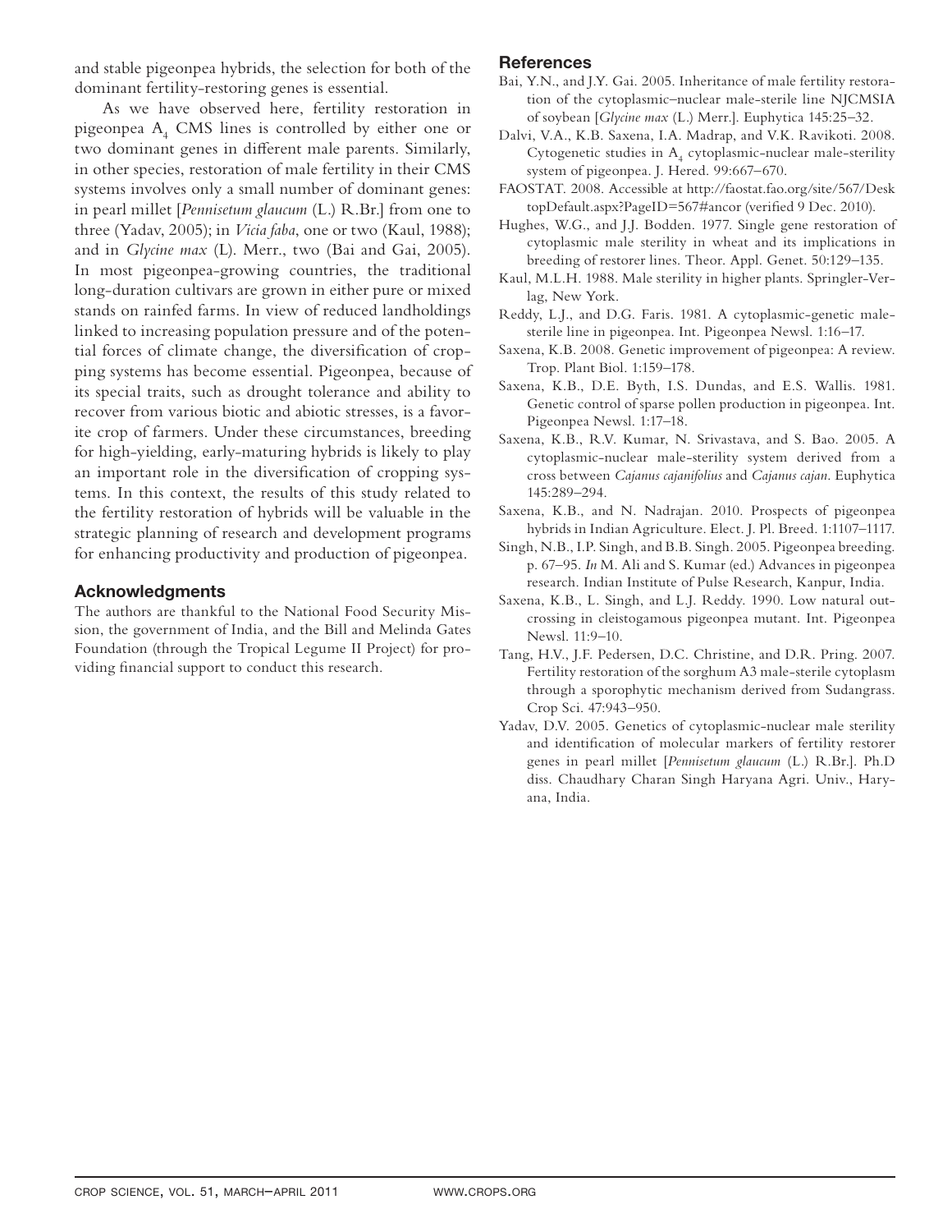and stable pigeonpea hybrids, the selection for both of the dominant fertility-restoring genes is essential.

As we have observed here, fertility restoration in pigeonpea $A_4$ CMS lines is controlled by either one or two dominant genes in different male parents. Similarly, in other species, restoration of male fertility in their CMS systems involves only a small number of dominant genes: in pearl millet [*Pennisetum glaucum* (L.) R.Br.] from one to three (Yadav, 2005); in *Vicia faba*, one or two (Kaul, 1988); and in *Glycine max* (L). Merr., two (Bai and Gai, 2005). In most pigeonpea-growing countries, the traditional long-duration cultivars are grown in either pure or mixed stands on rainfed farms. In view of reduced landholdings linked to increasing population pressure and of the potential forces of climate change, the diversification of cropping systems has become essential. Pigeonpea, because of its special traits, such as drought tolerance and ability to recover from various biotic and abiotic stresses, is a favorite crop of farmers. Under these circumstances, breeding for high-yielding, early-maturing hybrids is likely to play an important role in the diversification of cropping systems. In this context, the results of this study related to the fertility restoration of hybrids will be valuable in the strategic planning of research and development programs for enhancing productivity and production of pigeonpea.

## Acknowledgments

The authors are thankful to the National Food Security Mission, the government of India, and the Bill and Melinda Gates Foundation (through the Tropical Legume II Project) for providing financial support to conduct this research.

## References

Bai, Y.N., and J.Y. Gai. 2005. Inheritance of male fertility restoration of the cytoplasmic–nuclear male-sterile line NJCMSIA of soybean [*Glycine max* (L.) Merr.]. Euphytica 145:25–32.

Dalvi, V.A., K.B. Saxena, I.A. Madrap, and V.K. Ravikoti. 2008. Cytogenetic studies in $A_4$ cytoplasmic-nuclear male-sterility system of pigeonpea. J. Hered. 99:667–670.

FAOSTAT. 2008. Accessible at http://faostat.fao.org/site/567/DesktopDefault.aspx?PageID=567#ancor (verified 9 Dec. 2010).

Hughes, W.G., and J.J. Bodden. 1977. Single gene restoration of cytoplasmic male sterility in wheat and its implications in breeding of restorer lines. Theor. Appl. Genet. 50:129–135.

Kaul, M.L.H. 1988. Male sterility in higher plants. Springler-Verlag, New York.

Reddy, L.J., and D.G. Faris. 1981. A cytoplasmic-genetic male-sterile line in pigeonpea. Int. Pigeonpea Newsl. 1:16–17.

Saxena, K.B. 2008. Genetic improvement of pigeonpea: A review. Trop. Plant Biol. 1:159–178.

Saxena, K.B., D.E. Byth, I.S. Dundas, and E.S. Wallis. 1981. Genetic control of sparse pollen production in pigeonpea. Int. Pigeonpea Newsl. 1:17–18.

Saxena, K.B., R.V. Kumar, N. Srivastava, and S. Bao. 2005. A cytoplasmic-nuclear male-sterility system derived from a cross between *Cajanus cajanifolius* and *Cajanus cajan*. Euphytica 145:289–294.

Saxena, K.B., and N. Nadrajan. 2010. Prospects of pigeonpea hybrids in Indian Agriculture. Elect. J. Pl. Breed. 1:1107–1117.

Singh, N.B., I.P. Singh, and B.B. Singh. 2005. Pigeonpea breeding. p. 67–95. *In* M. Ali and S. Kumar (ed.) Advances in pigeonpea research. Indian Institute of Pulse Research, Kanpur, India.

Saxena, K.B., L. Singh, and L.J. Reddy. 1990. Low natural outcrossing in cleistogamous pigeonpea mutant. Int. Pigeonpea Newsl. 11:9–10.

Tang, H.V., J.F. Pedersen, D.C. Christine, and D.R. Pring. 2007. Fertility restoration of the sorghum A3 male-sterile cytoplasm through a sporophytic mechanism derived from Sudangrass. Crop Sci. 47:943–950.

Yadav, D.V. 2005. Genetics of cytoplasmic-nuclear male sterility and identification of molecular markers of fertility restorer genes in pearl millet [*Pennisetum glaucum* (L.) R.Br.]. Ph.D diss. Chaudhary Charan Singh Haryana Agri. Univ., Haryana, India.